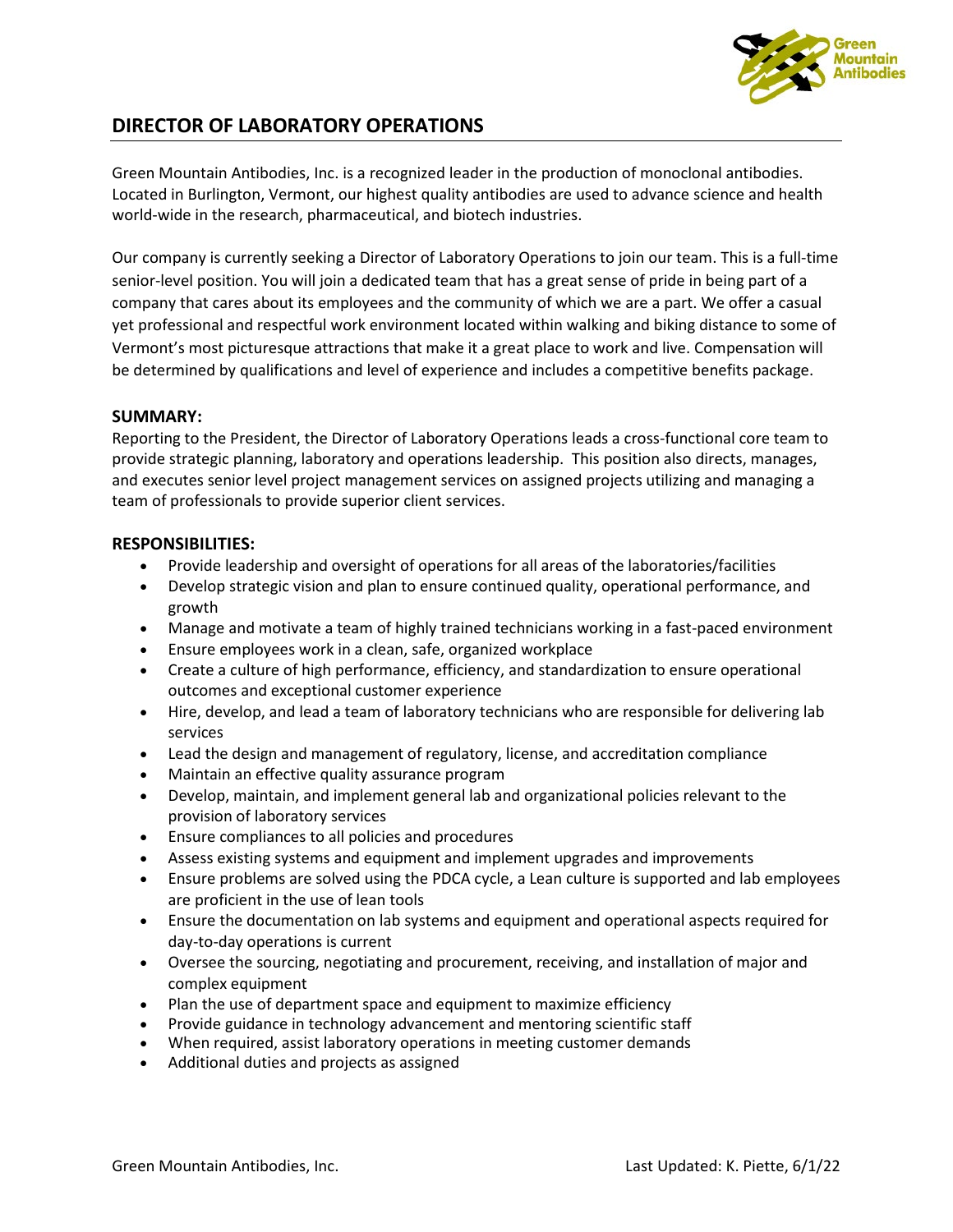# DIRECTOR OF LABORATORY OPERATIONS

Green Mountain Antibodies, Inc. is a recognized leader in the production of monoclonal antibodies. Located in Burlington, Vermont, our highest quality antibodies are used to advance science and health world-wide in the research, pharmaceutical, and biotech industries.

Our company is currently seeking a Director of Laboratory Operations to join our team. This is a full-time senior-level position. You will join a dedicated team that has a great sense of pride in being part of a company that cares about its employees and the community of which we are a part. We offer a casual yet professional and respectful work environment located within walking and biking distance to some of Vermont's most picturesque attractions that make it a great place to work and live. Compensation will be determined by qualifications and level of experience and includes a competitive benefits package.

## SUMMARY:

Reporting to the President, the Director of Laboratory Operations leads a cross-functional core team to provide strategic planning, laboratory and operations leadership. This position also directs, manages, and executes senior level project management services on assigned projects utilizing and managing a team of professionals to provide superior client services.

## RESPONSIBILITIES:

- Provide leadership and oversight of operations for all areas of the laboratories/facilities
- Develop strategic vision and plan to ensure continued quality, operational performance, and growth
- Manage and motivate a team of highly trained technicians working in a fast-paced environment
- Ensure employees work in a clean, safe, organized workplace
- Create a culture of high performance, efficiency, and standardization to ensure operational outcomes and exceptional customer experience
- Hire, develop, and lead a team of laboratory technicians who are responsible for delivering lab services
- Lead the design and management of regulatory, license, and accreditation compliance
- Maintain an effective quality assurance program
- Develop, maintain, and implement general lab and organizational policies relevant to the provision of laboratory services
- Ensure compliances to all policies and procedures
- Assess existing systems and equipment and implement upgrades and improvements
- Ensure problems are solved using the PDCA cycle, a Lean culture is supported and lab employees are proficient in the use of lean tools
- Ensure the documentation on lab systems and equipment and operational aspects required for day-to-day operations is current
- Oversee the sourcing, negotiating and procurement, receiving, and installation of major and complex equipment
- Plan the use of department space and equipment to maximize efficiency
- Provide guidance in technology advancement and mentoring scientific staff
- When required, assist laboratory operations in meeting customer demands
- Additional duties and projects as assigned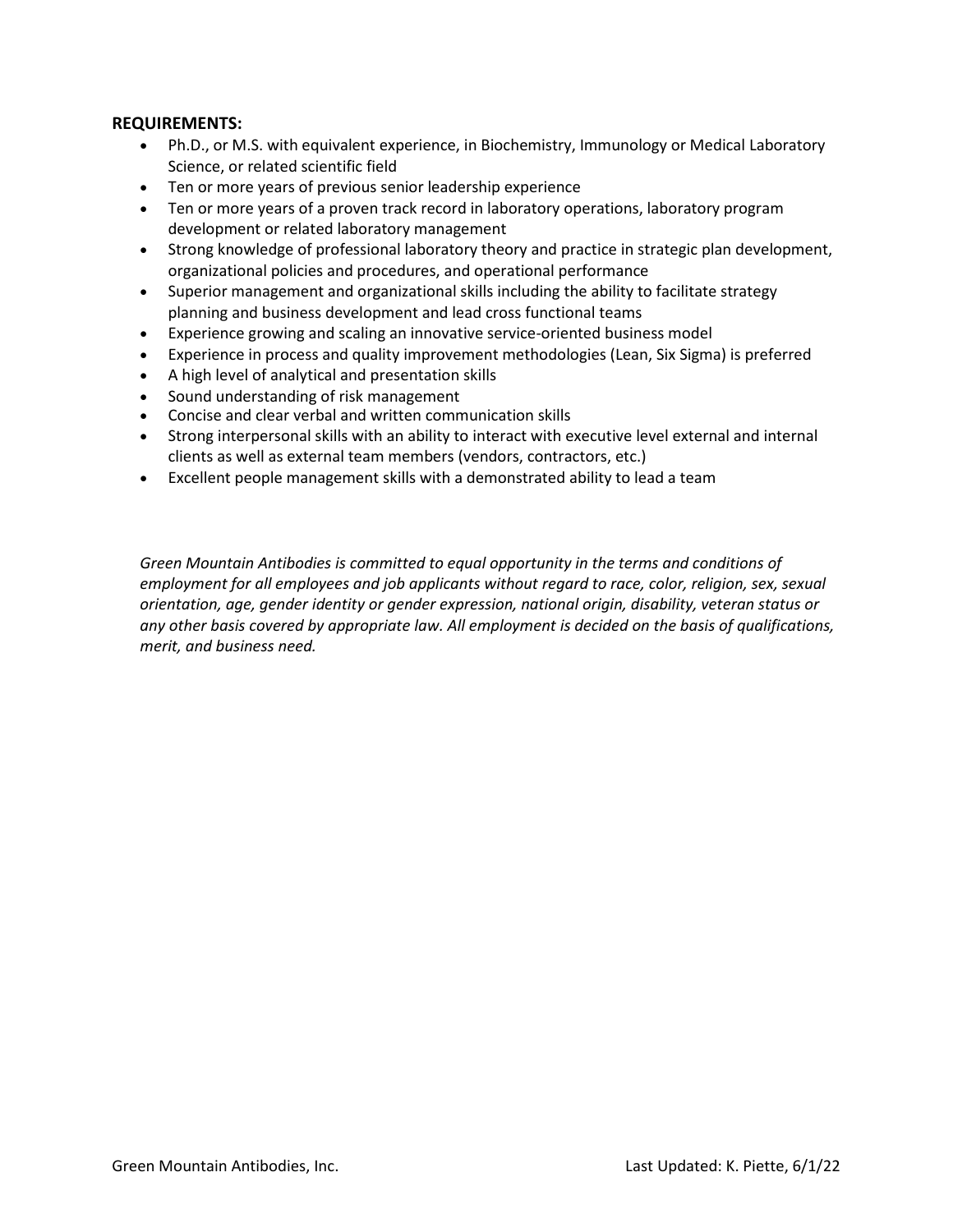**REQUIREMENTS:**

- Ph.D., or M.S. with equivalent experience, in Biochemistry, Immunology or Medical Laboratory Science, or related scientific field
- Ten or more years of previous senior leadership experience
- Ten or more years of a proven track record in laboratory operations, laboratory program development or related laboratory management
- Strong knowledge of professional laboratory theory and practice in strategic plan development, organizational policies and procedures, and operational performance
- Superior management and organizational skills including the ability to facilitate strategy planning and business development and lead cross functional teams
- Experience growing and scaling an innovative service-oriented business model
- Experience in process and quality improvement methodologies (Lean, Six Sigma) is preferred
- A high level of analytical and presentation skills
- Sound understanding of risk management
- Concise and clear verbal and written communication skills
- Strong interpersonal skills with an ability to interact with executive level external and internal clients as well as external team members (vendors, contractors, etc.)
- Excellent people management skills with a demonstrated ability to lead a team

*Green Mountain Antibodies is committed to equal opportunity in the terms and conditions of employment for all employees and job applicants without regard to race, color, religion, sex, sexual orientation, age, gender identity or gender expression, national origin, disability, veteran status or any other basis covered by appropriate law. All employment is decided on the basis of qualifications, merit, and business need.*